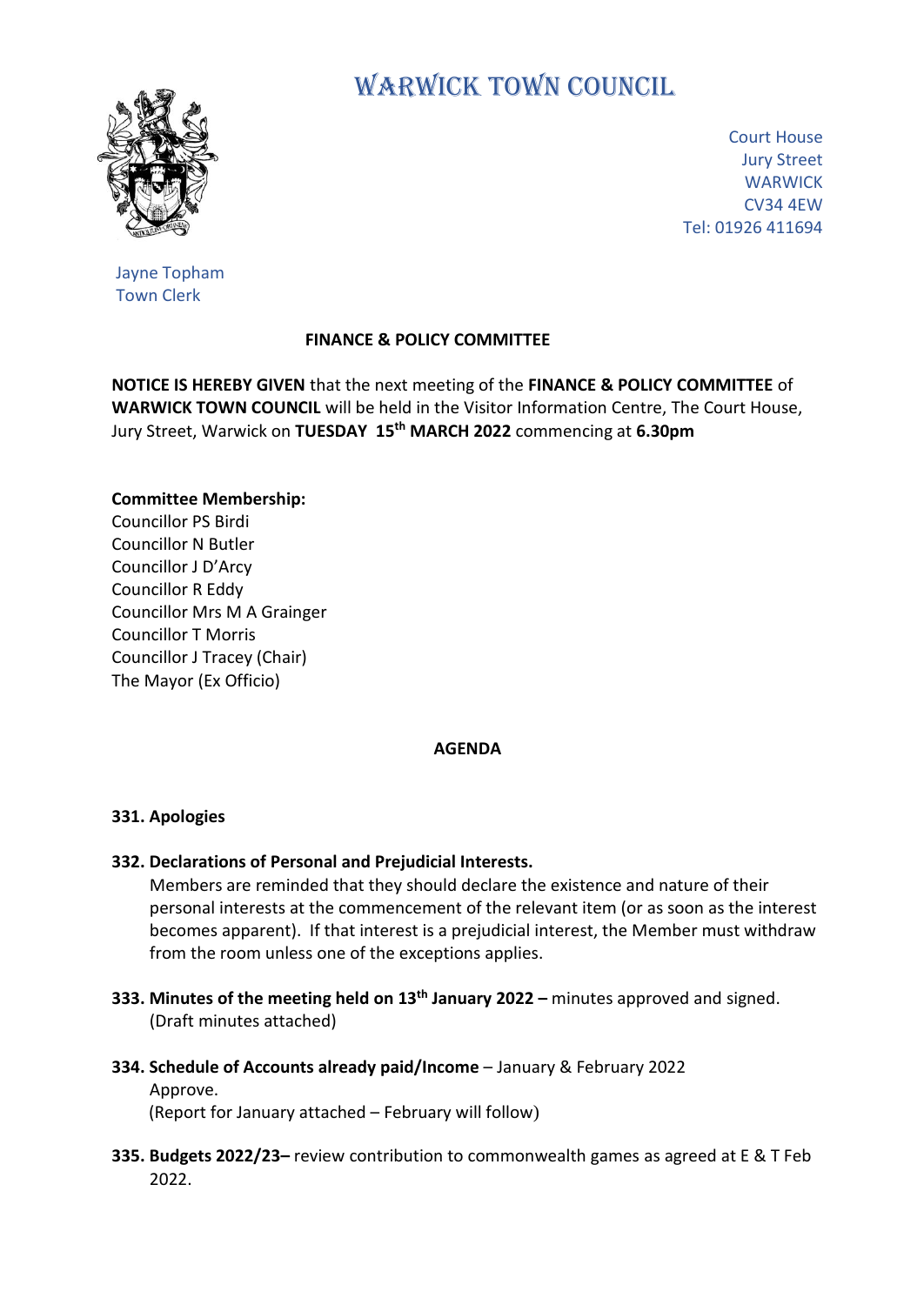# WARWICK TOWN COUNCIL

Court House
Jury Street
WARWICK
CV34 4EW
Tel: 01926 411694

Jayne Topham
Town Clerk

**FINANCE & POLICY COMMITTEE**

**NOTICE IS HEREBY GIVEN** that the next meeting of the **FINANCE & POLICY COMMITTEE** of **WARWICK TOWN COUNCIL** will be held in the Visitor Information Centre, The Court House, Jury Street, Warwick on **TUESDAY 15th MARCH 2022** commencing at **6.30pm**

**Committee Membership:**
Councillor PS Birdi
Councillor N Butler
Councillor J D'Arcy
Councillor R Eddy
Councillor Mrs M A Grainger
Councillor T Morris
Councillor J Tracey (Chair)
The Mayor (Ex Officio)

**AGENDA**

**331. Apologies**

**332. Declarations of Personal and Prejudicial Interests.**
Members are reminded that they should declare the existence and nature of their personal interests at the commencement of the relevant item (or as soon as the interest becomes apparent). If that interest is a prejudicial interest, the Member must withdraw from the room unless one of the exceptions applies.

**333. Minutes of the meeting held on 13th January 2022 –** minutes approved and signed. (Draft minutes attached)

**334. Schedule of Accounts already paid/Income** – January & February 2022
Approve.
(Report for January attached – February will follow)

**335. Budgets 2022/23–** review contribution to commonwealth games as agreed at E & T Feb 2022.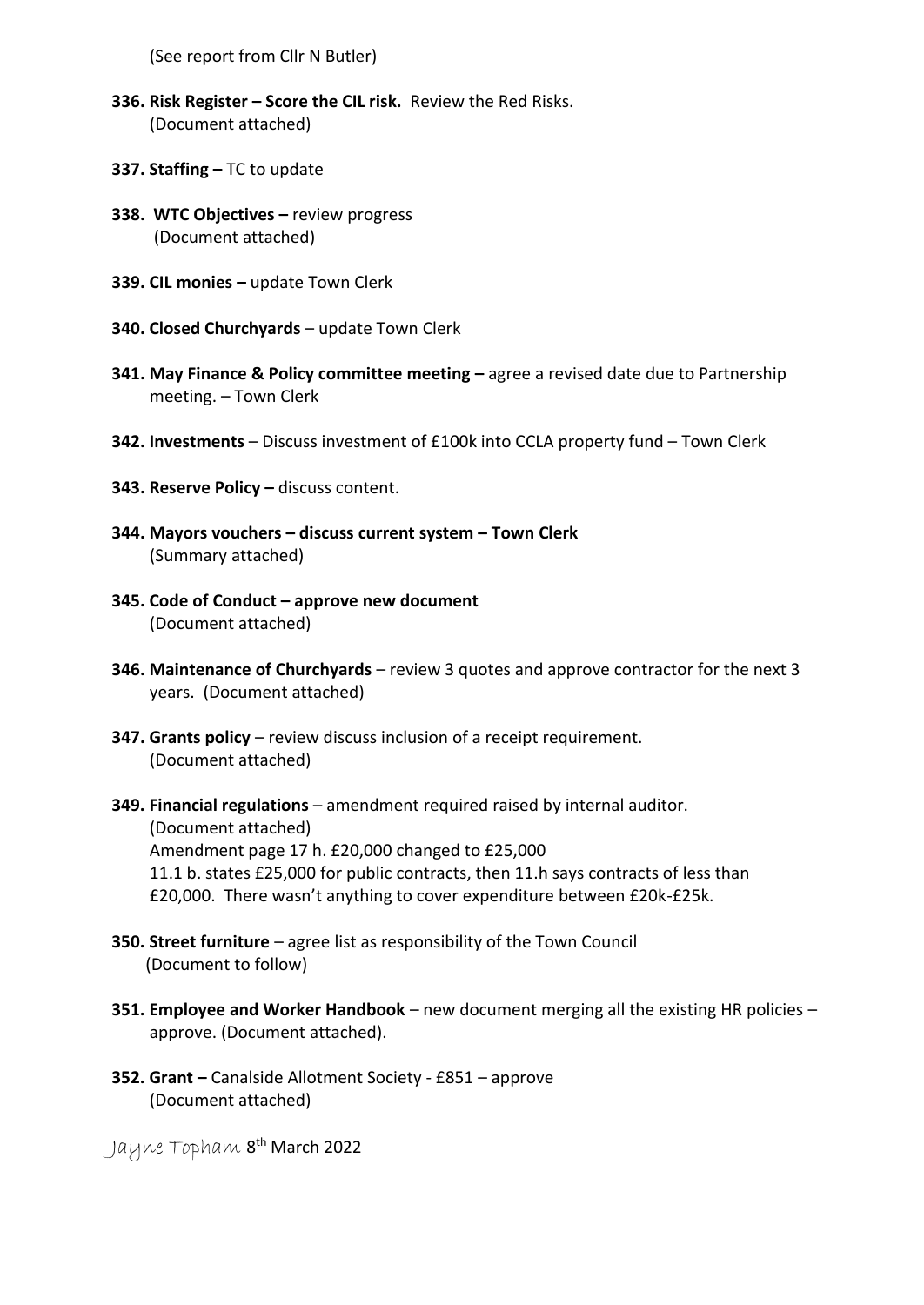(See report from Cllr N Butler)

**336. Risk Register – Score the CIL risk.** Review the Red Risks.
(Document attached)

**337. Staffing –** TC to update

**338. WTC Objectives –** review progress
(Document attached)

**339. CIL monies –** update Town Clerk

**340. Closed Churchyards** – update Town Clerk

**341. May Finance & Policy committee meeting –** agree a revised date due to Partnership meeting. – Town Clerk

**342. Investments** – Discuss investment of £100k into CCLA property fund – Town Clerk

**343. Reserve Policy –** discuss content.

**344. Mayors vouchers – discuss current system – Town Clerk**
(Summary attached)

**345. Code of Conduct – approve new document**
(Document attached)

**346. Maintenance of Churchyards** – review 3 quotes and approve contractor for the next 3 years. (Document attached)

**347. Grants policy** – review discuss inclusion of a receipt requirement.
(Document attached)

**349. Financial regulations** – amendment required raised by internal auditor.
(Document attached)
Amendment page 17 h. £20,000 changed to £25,000
11.1 b. states £25,000 for public contracts, then 11.h says contracts of less than £20,000. There wasn't anything to cover expenditure between £20k-£25k.

**350. Street furniture** – agree list as responsibility of the Town Council
(Document to follow)

**351. Employee and Worker Handbook** – new document merging all the existing HR policies – approve. (Document attached).

**352. Grant –** Canalside Allotment Society - £851 – approve
(Document attached)

Jayne Topham 8th March 2022